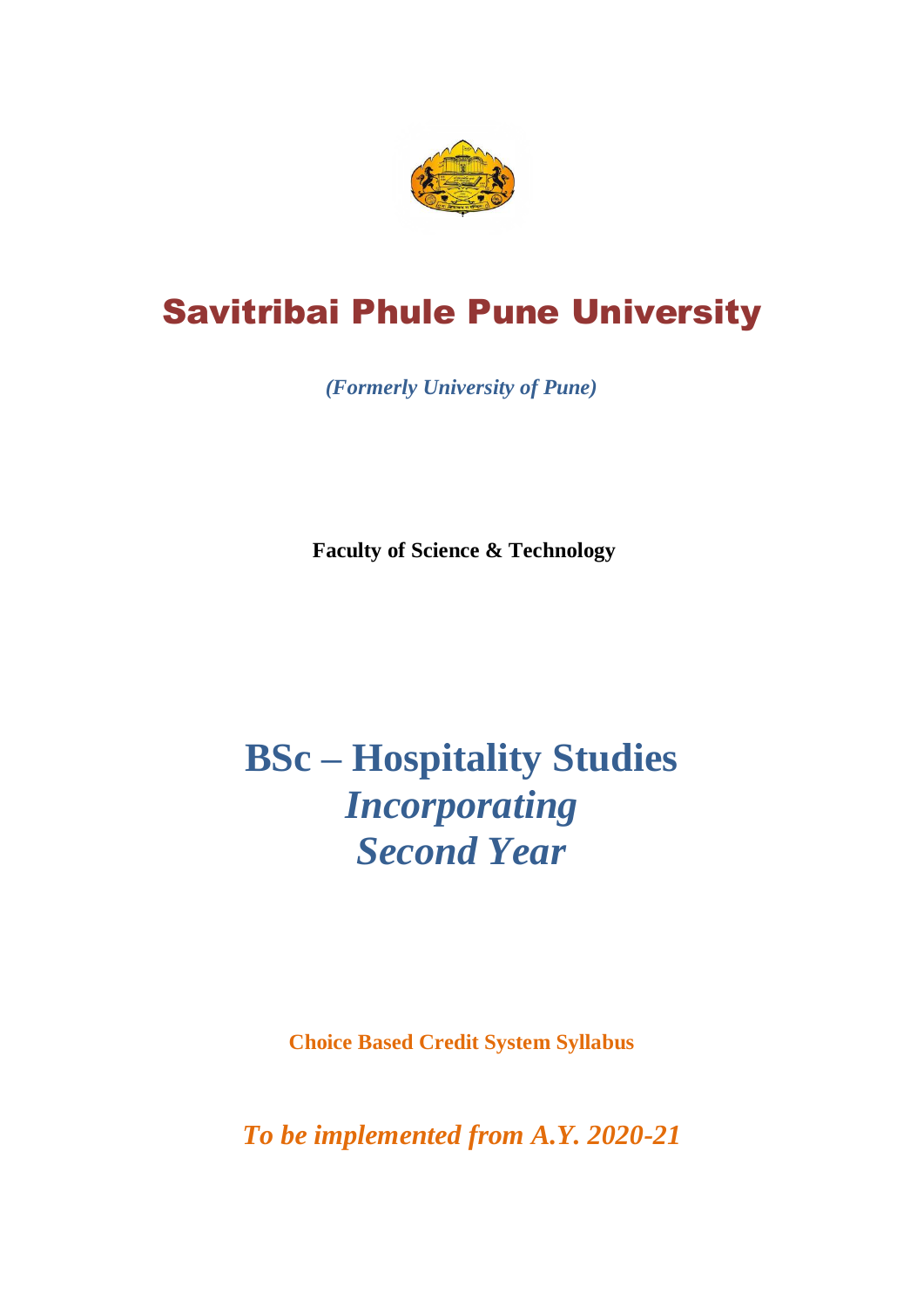# Savitribai Phule Pune University

*(Formerly University of Pune)*

**Faculty of Science & Technology**

# BSc – Hospitality Studies
## *Incorporating*
## *Second Year*

**Choice Based Credit System Syllabus**

***To be implemented from A.Y. 2020-21***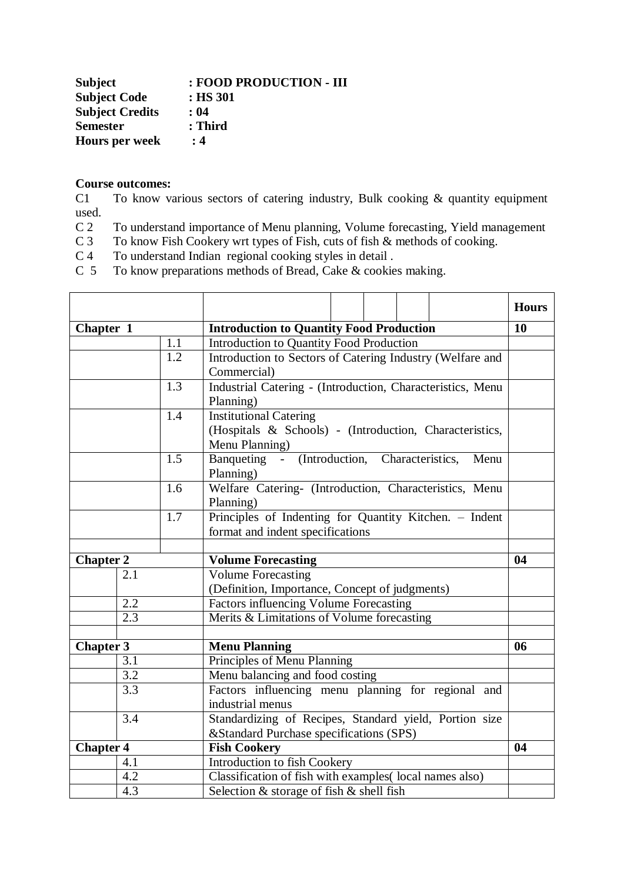**Subject** : **FOOD PRODUCTION - III**
**Subject Code** : **HS 301**
**Subject Credits** : **04**
**Semester** : **Third**
**Hours per week** : **4**

**Course outcomes:**

C1 To know various sectors of catering industry, Bulk cooking & quantity equipment used.
C 2 To understand importance of Menu planning, Volume forecasting, Yield management
C 3 To know Fish Cookery wrt types of Fish, cuts of fish & methods of cooking.
C 4 To understand Indian regional cooking styles in detail .
C 5 To know preparations methods of Bread, Cake & cookies making.

| | | | **Hours** |
|---|---|---|---|
| **Chapter 1** | | **Introduction to Quantity Food Production** | **10** |
| | 1.1 | Introduction to Quantity Food Production | |
| | 1.2 | Introduction to Sectors of Catering Industry (Welfare and Commercial) | |
| | 1.3 | Industrial Catering - (Introduction, Characteristics, Menu Planning) | |
| | 1.4 | Institutional Catering (Hospitals & Schools) - (Introduction, Characteristics, Menu Planning) | |
| | 1.5 | Banqueting - (Introduction, Characteristics, Menu Planning) | |
| | 1.6 | Welfare Catering- (Introduction, Characteristics, Menu Planning) | |
| | 1.7 | Principles of Indenting for Quantity Kitchen. – Indent format and indent specifications | |
| | | | |
| **Chapter 2** | | **Volume Forecasting** | **04** |
| | 2.1 | Volume Forecasting (Definition, Importance, Concept of judgments) | |
| | 2.2 | Factors influencing Volume Forecasting | |
| | 2.3 | Merits & Limitations of Volume forecasting | |
| | | | |
| **Chapter 3** | | **Menu Planning** | **06** |
| | 3.1 | Principles of Menu Planning | |
| | 3.2 | Menu balancing and food costing | |
| | 3.3 | Factors influencing menu planning for regional and industrial menus | |
| | 3.4 | Standardizing of Recipes, Standard yield, Portion size &Standard Purchase specifications (SPS) | |
| **Chapter 4** | | **Fish Cookery** | **04** |
| | 4.1 | Introduction to fish Cookery | |
| | 4.2 | Classification of fish with examples( local names also) | |
| | 4.3 | Selection & storage of fish & shell fish | |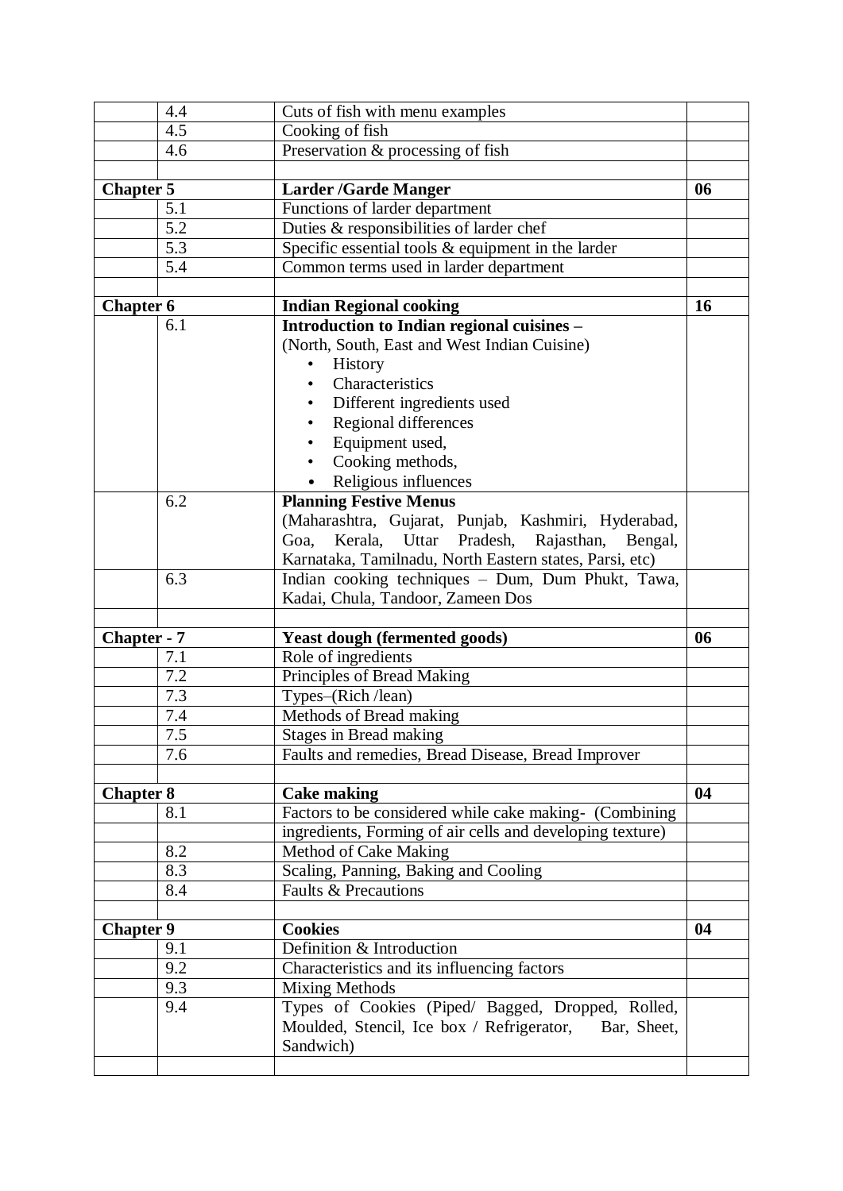| | | | |
|---|---|---|---|
| | 4.4 | Cuts of fish with menu examples | |
| | 4.5 | Cooking of fish | |
| | 4.6 | Preservation & processing of fish | |
| | | | |
| **Chapter 5** | | **Larder /Garde Manger** | **06** |
| | 5.1 | Functions of larder department | |
| | 5.2 | Duties & responsibilities of larder chef | |
| | 5.3 | Specific essential tools & equipment in the larder | |
| | 5.4 | Common terms used in larder department | |
| | | | |
| **Chapter 6** | | **Indian Regional cooking** | **16** |
| | 6.1 | **Introduction to Indian regional cuisines –** (North, South, East and West Indian Cuisine) • History • Characteristics • Different ingredients used • Regional differences • Equipment used, • Cooking methods, • Religious influences | |
| | 6.2 | **Planning Festive Menus** (Maharashtra, Gujarat, Punjab, Kashmiri, Hyderabad, Goa, Kerala, Uttar Pradesh, Rajasthan, Bengal, Karnataka, Tamilnadu, North Eastern states, Parsi, etc) | |
| | 6.3 | Indian cooking techniques – Dum, Dum Phukt, Tawa, Kadai, Chula, Tandoor, Zameen Dos | |
| | | | |
| **Chapter - 7** | | **Yeast dough (fermented goods)** | **06** |
| | 7.1 | Role of ingredients | |
| | 7.2 | Principles of Bread Making | |
| | 7.3 | Types–(Rich /lean) | |
| | 7.4 | Methods of Bread making | |
| | 7.5 | Stages in Bread making | |
| | 7.6 | Faults and remedies, Bread Disease, Bread Improver | |
| | | | |
| **Chapter 8** | | **Cake making** | **04** |
| | 8.1 | Factors to be considered while cake making- (Combining | |
| | | ingredients, Forming of air cells and developing texture) | |
| | 8.2 | Method of Cake Making | |
| | 8.3 | Scaling, Panning, Baking and Cooling | |
| | 8.4 | Faults & Precautions | |
| | | | |
| **Chapter 9** | | **Cookies** | **04** |
| | 9.1 | Definition & Introduction | |
| | 9.2 | Characteristics and its influencing factors | |
| | 9.3 | Mixing Methods | |
| | 9.4 | Types of Cookies (Piped/ Bagged, Dropped, Rolled, Moulded, Stencil, Ice box / Refrigerator, Bar, Sheet, Sandwich) | |
| | | | |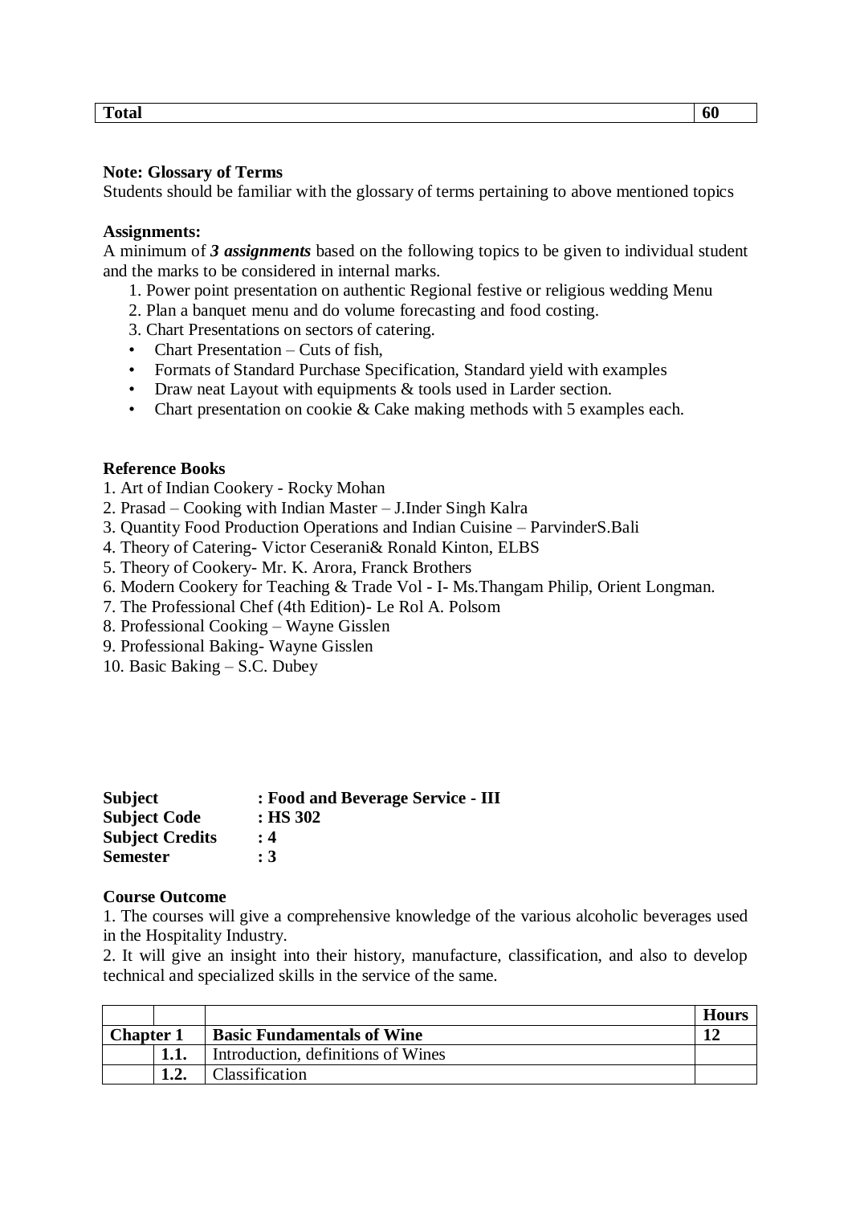| Total | 60 |
|---|---|

**Note: Glossary of Terms**
Students should be familiar with the glossary of terms pertaining to above mentioned topics

**Assignments:**
A minimum of ***3 assignments*** based on the following topics to be given to individual student and the marks to be considered in internal marks.

1. Power point presentation on authentic Regional festive or religious wedding Menu
2. Plan a banquet menu and do volume forecasting and food costing.
3. Chart Presentations on sectors of catering.

- Chart Presentation – Cuts of fish,
- Formats of Standard Purchase Specification, Standard yield with examples
- Draw neat Layout with equipments & tools used in Larder section.
- Chart presentation on cookie & Cake making methods with 5 examples each.

**Reference Books**
1. Art of Indian Cookery - Rocky Mohan
2. Prasad – Cooking with Indian Master – J.Inder Singh Kalra
3. Quantity Food Production Operations and Indian Cuisine – ParvinderS.Bali
4. Theory of Catering- Victor Ceserani& Ronald Kinton, ELBS
5. Theory of Cookery- Mr. K. Arora, Franck Brothers
6. Modern Cookery for Teaching & Trade Vol - I- Ms.Thangam Philip, Orient Longman.
7. The Professional Chef (4th Edition)- Le Rol A. Polsom
8. Professional Cooking – Wayne Gisslen
9. Professional Baking- Wayne Gisslen
10. Basic Baking – S.C. Dubey

**Subject** : **Food and Beverage Service - III**
**Subject Code** : **HS 302**
**Subject Credits** : **4**
**Semester** : **3**

**Course Outcome**
1. The courses will give a comprehensive knowledge of the various alcoholic beverages used in the Hospitality Industry.
2. It will give an insight into their history, manufacture, classification, and also to develop technical and specialized skills in the service of the same.

| | | | **Hours** |
|---|---|---|---|
| **Chapter 1** | | **Basic Fundamentals of Wine** | **12** |
| | **1.1.** | Introduction, definitions of Wines | |
| | **1.2.** | Classification | |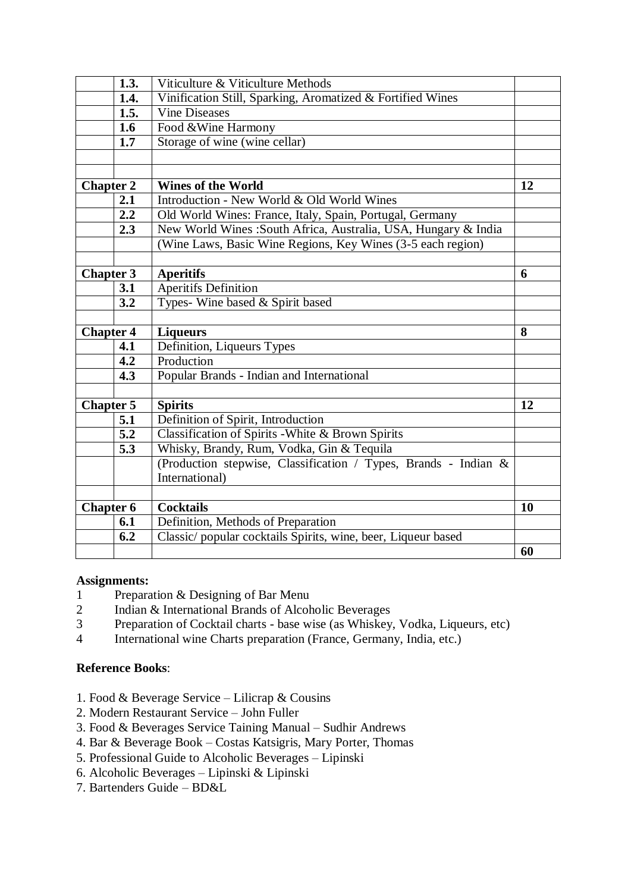| | | | |
|---|---|---|---|
| | **1.3.** | Viticulture & Viticulture Methods | |
| | **1.4.** | Vinification Still, Sparking, Aromatized & Fortified Wines | |
| | **1.5.** | Vine Diseases | |
| | **1.6** | Food &Wine Harmony | |
| | **1.7** | Storage of wine (wine cellar) | |
| | | | |
| | | | |
| **Chapter 2** | | **Wines of the World** | **12** |
| | **2.1** | Introduction - New World & Old World Wines | |
| | **2.2** | Old World Wines: France, Italy, Spain, Portugal, Germany | |
| | **2.3** | New World Wines :South Africa, Australia, USA, Hungary & India | |
| | | (Wine Laws, Basic Wine Regions, Key Wines (3-5 each region) | |
| | | | |
| **Chapter 3** | | **Aperitifs** | **6** |
| | **3.1** | Aperitifs Definition | |
| | **3.2** | Types- Wine based & Spirit based | |
| | | | |
| **Chapter 4** | | **Liqueurs** | **8** |
| | **4.1** | Definition, Liqueurs Types | |
| | **4.2** | Production | |
| | **4.3** | Popular Brands - Indian and International | |
| | | | |
| **Chapter 5** | | **Spirits** | **12** |
| | **5.1** | Definition of Spirit, Introduction | |
| | **5.2** | Classification of Spirits -White & Brown Spirits | |
| | **5.3** | Whisky, Brandy, Rum, Vodka, Gin & Tequila | |
| | | (Production stepwise, Classification / Types, Brands - Indian & International) | |
| | | | |
| **Chapter 6** | | **Cocktails** | **10** |
| | **6.1** | Definition, Methods of Preparation | |
| | **6.2** | Classic/ popular cocktails Spirits, wine, beer, Liqueur based | |
| | | | **60** |

**Assignments:**

1. Preparation & Designing of Bar Menu
2. Indian & International Brands of Alcoholic Beverages
3. Preparation of Cocktail charts - base wise (as Whiskey, Vodka, Liqueurs, etc)
4. International wine Charts preparation (France, Germany, India, etc.)

**Reference Books**:

1. Food & Beverage Service – Lilicrap & Cousins
2. Modern Restaurant Service – John Fuller
3. Food & Beverages Service Taining Manual – Sudhir Andrews
4. Bar & Beverage Book – Costas Katsigris, Mary Porter, Thomas
5. Professional Guide to Alcoholic Beverages – Lipinski
6. Alcoholic Beverages – Lipinski & Lipinski
7. Bartenders Guide – BD&L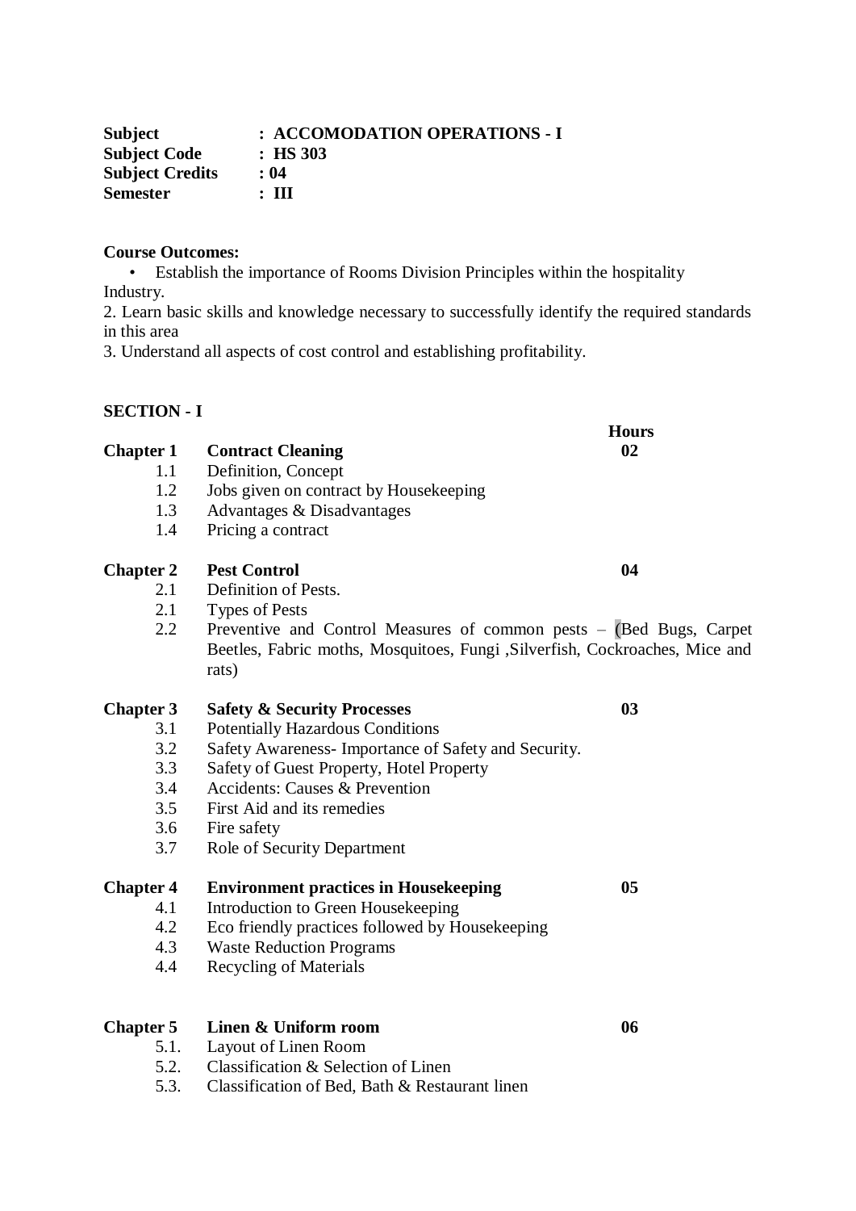**Subject** : **ACCOMODATION OPERATIONS - I**
**Subject Code** : **HS 303**
**Subject Credits** : **04**
**Semester** : **III**

**Course Outcomes:**

- Establish the importance of Rooms Division Principles within the hospitality Industry.

2. Learn basic skills and knowledge necessary to successfully identify the required standards in this area
3. Understand all aspects of cost control and establishing profitability.

**SECTION - I**

| | | Hours |
|---|---|---|
| **Chapter 1** | **Contract Cleaning** | **02** |
| 1.1 | Definition, Concept | |
| 1.2 | Jobs given on contract by Housekeeping | |
| 1.3 | Advantages & Disadvantages | |
| 1.4 | Pricing a contract | |
| **Chapter 2** | **Pest Control** | **04** |
| 2.1 | Definition of Pests. | |
| 2.1 | Types of Pests | |
| 2.2 | Preventive and Control Measures of common pests – (Bed Bugs, Carpet Beetles, Fabric moths, Mosquitoes, Fungi ,Silverfish, Cockroaches, Mice and rats) | |
| **Chapter 3** | **Safety & Security Processes** | **03** |
| 3.1 | Potentially Hazardous Conditions | |
| 3.2 | Safety Awareness- Importance of Safety and Security. | |
| 3.3 | Safety of Guest Property, Hotel Property | |
| 3.4 | Accidents: Causes & Prevention | |
| 3.5 | First Aid and its remedies | |
| 3.6 | Fire safety | |
| 3.7 | Role of Security Department | |
| **Chapter 4** | **Environment practices in Housekeeping** | **05** |
| 4.1 | Introduction to Green Housekeeping | |
| 4.2 | Eco friendly practices followed by Housekeeping | |
| 4.3 | Waste Reduction Programs | |
| 4.4 | Recycling of Materials | |
| **Chapter 5** | **Linen & Uniform room** | **06** |
| 5.1. | Layout of Linen Room | |
| 5.2. | Classification & Selection of Linen | |
| 5.3. | Classification of Bed, Bath & Restaurant linen | |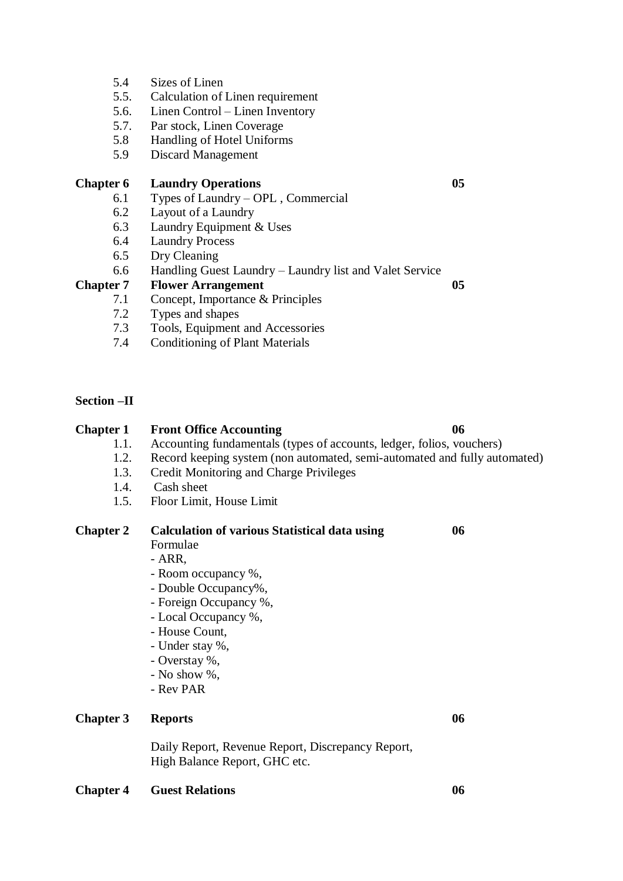- 5.4 Sizes of Linen
- 5.5. Calculation of Linen requirement
- 5.6. Linen Control – Linen Inventory
- 5.7. Par stock, Linen Coverage
- 5.8 Handling of Hotel Uniforms
- 5.9 Discard Management

**Chapter 6 Laundry Operations** **05**

- 6.1 Types of Laundry – OPL , Commercial
- 6.2 Layout of a Laundry
- 6.3 Laundry Equipment & Uses
- 6.4 Laundry Process
- 6.5 Dry Cleaning
- 6.6 Handling Guest Laundry – Laundry list and Valet Service

**Chapter 7 Flower Arrangement** **05**

- 7.1 Concept, Importance & Principles
- 7.2 Types and shapes
- 7.3 Tools, Equipment and Accessories
- 7.4 Conditioning of Plant Materials

**Section –II**

**Chapter 1 Front Office Accounting** **06**

- 1.1. Accounting fundamentals (types of accounts, ledger, folios, vouchers)
- 1.2. Record keeping system (non automated, semi-automated and fully automated)
- 1.3. Credit Monitoring and Charge Privileges
- 1.4. Cash sheet
- 1.5. Floor Limit, House Limit

**Chapter 2 Calculation of various Statistical data using** **06**

Formulae

- ARR,
- Room occupancy %,
- Double Occupancy%,
- Foreign Occupancy %,
- Local Occupancy %,
- House Count,
- Under stay %,
- Overstay %,
- No show %,
- Rev PAR

**Chapter 3 Reports** **06**

Daily Report, Revenue Report, Discrepancy Report,
High Balance Report, GHC etc.

**Chapter 4 Guest Relations** **06**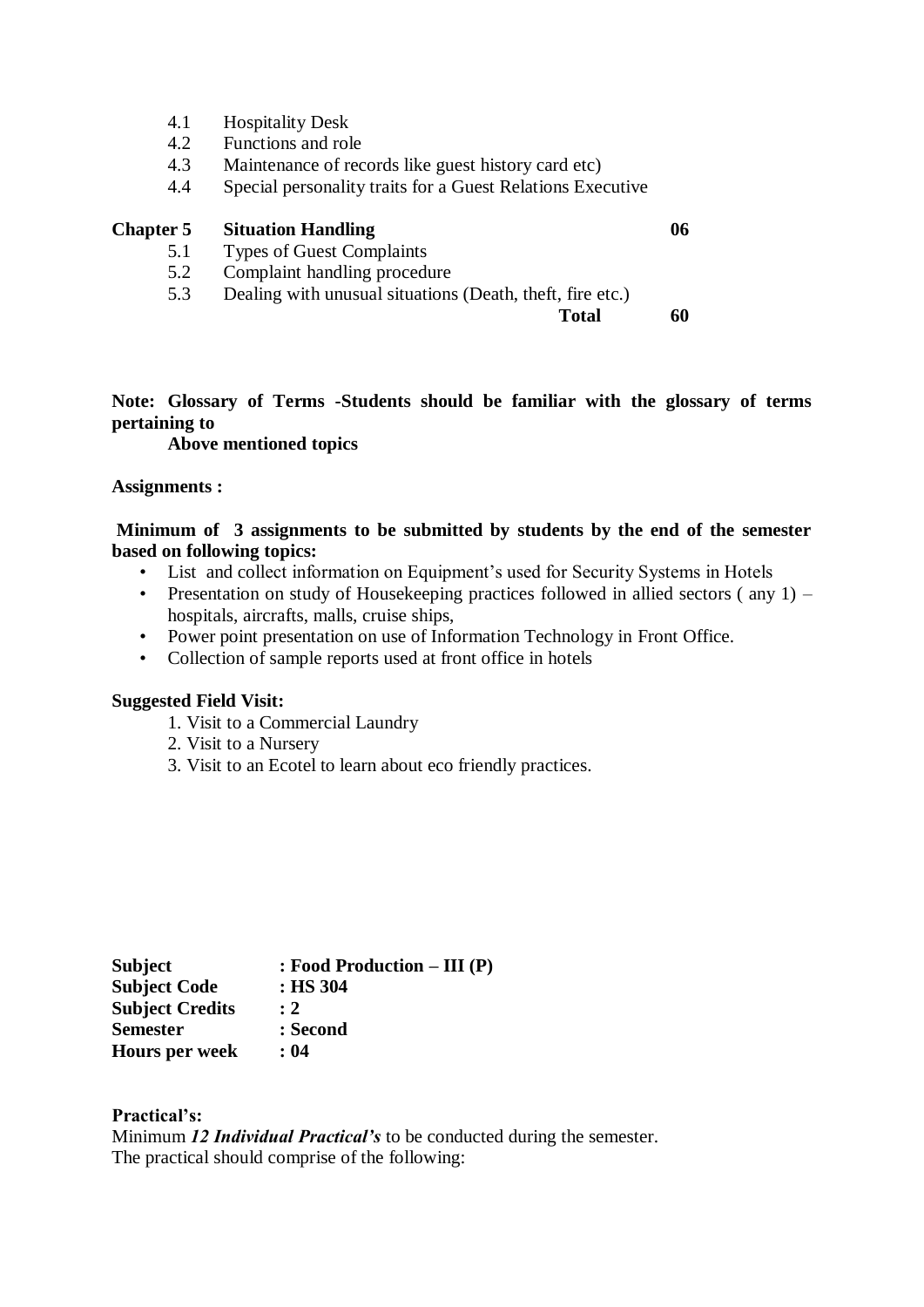4.1 Hospitality Desk
4.2 Functions and role
4.3 Maintenance of records like guest history card etc)
4.4 Special personality traits for a Guest Relations Executive

| | | |
|---|---|---|
| **Chapter 5** | **Situation Handling** | **06** |
| 5.1 | Types of Guest Complaints | |
| 5.2 | Complaint handling procedure | |
| 5.3 | Dealing with unusual situations (Death, theft, fire etc.) | |
| | **Total** | **60** |

**Note: Glossary of Terms -Students should be familiar with the glossary of terms pertaining to**
**Above mentioned topics**

**Assignments :**

**Minimum of 3 assignments to be submitted by students by the end of the semester based on following topics:**

- List and collect information on Equipment's used for Security Systems in Hotels
- Presentation on study of Housekeeping practices followed in allied sectors ( any 1) – hospitals, aircrafts, malls, cruise ships,
- Power point presentation on use of Information Technology in Front Office.
- Collection of sample reports used at front office in hotels

**Suggested Field Visit:**

1. Visit to a Commercial Laundry
2. Visit to a Nursery
3. Visit to an Ecotel to learn about eco friendly practices.

| | |
|---|---|
| **Subject** | **: Food Production – III (P)** |
| **Subject Code** | **: HS 304** |
| **Subject Credits** | **: 2** |
| **Semester** | **: Second** |
| **Hours per week** | **: 04** |

**Practical's:**
Minimum ***12 Individual Practical's*** to be conducted during the semester.
The practical should comprise of the following: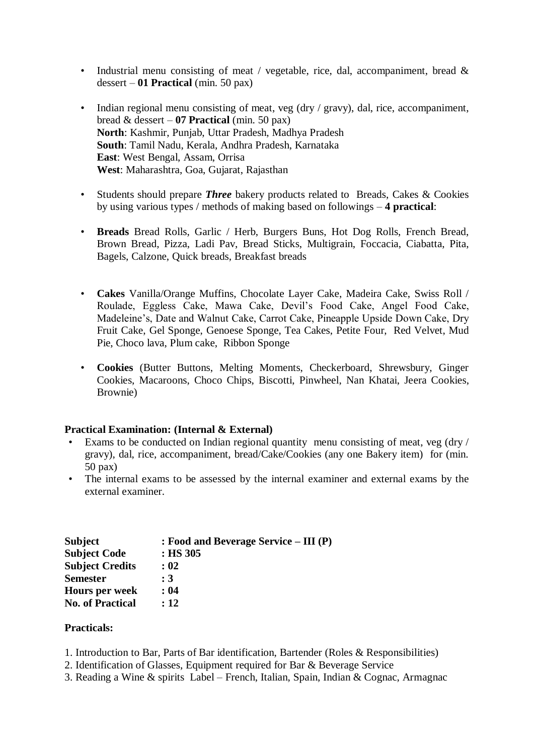- Industrial menu consisting of meat / vegetable, rice, dal, accompaniment, bread & dessert – **01 Practical** (min. 50 pax)
- Indian regional menu consisting of meat, veg (dry / gravy), dal, rice, accompaniment, bread & dessert – **07 Practical** (min. 50 pax)
  **North**: Kashmir, Punjab, Uttar Pradesh, Madhya Pradesh
  **South**: Tamil Nadu, Kerala, Andhra Pradesh, Karnataka
  **East**: West Bengal, Assam, Orrisa
  **West**: Maharashtra, Goa, Gujarat, Rajasthan
- Students should prepare ***Three*** bakery products related to Breads, Cakes & Cookies by using various types / methods of making based on followings – **4 practical**:
- **Breads** Bread Rolls, Garlic / Herb, Burgers Buns, Hot Dog Rolls, French Bread, Brown Bread, Pizza, Ladi Pav, Bread Sticks, Multigrain, Foccacia, Ciabatta, Pita, Bagels, Calzone, Quick breads, Breakfast breads
- **Cakes** Vanilla/Orange Muffins, Chocolate Layer Cake, Madeira Cake, Swiss Roll / Roulade, Eggless Cake, Mawa Cake, Devil's Food Cake, Angel Food Cake, Madeleine's, Date and Walnut Cake, Carrot Cake, Pineapple Upside Down Cake, Dry Fruit Cake, Gel Sponge, Genoese Sponge, Tea Cakes, Petite Four, Red Velvet, Mud Pie, Choco lava, Plum cake, Ribbon Sponge
- **Cookies** (Butter Buttons, Melting Moments, Checkerboard, Shrewsbury, Ginger Cookies, Macaroons, Choco Chips, Biscotti, Pinwheel, Nan Khatai, Jeera Cookies, Brownie)

**Practical Examination: (Internal & External)**

- Exams to be conducted on Indian regional quantity menu consisting of meat, veg (dry / gravy), dal, rice, accompaniment, bread/Cake/Cookies (any one Bakery item) for (min. 50 pax)
- The internal exams to be assessed by the internal examiner and external exams by the external examiner.

**Subject** : **Food and Beverage Service – III (P)**
**Subject Code** : **HS 305**
**Subject Credits** : **02**
**Semester** : **3**
**Hours per week** : **04**
**No. of Practical** : **12**

**Practicals:**

1. Introduction to Bar, Parts of Bar identification, Bartender (Roles & Responsibilities)
2. Identification of Glasses, Equipment required for Bar & Beverage Service
3. Reading a Wine & spirits Label – French, Italian, Spain, Indian & Cognac, Armagnac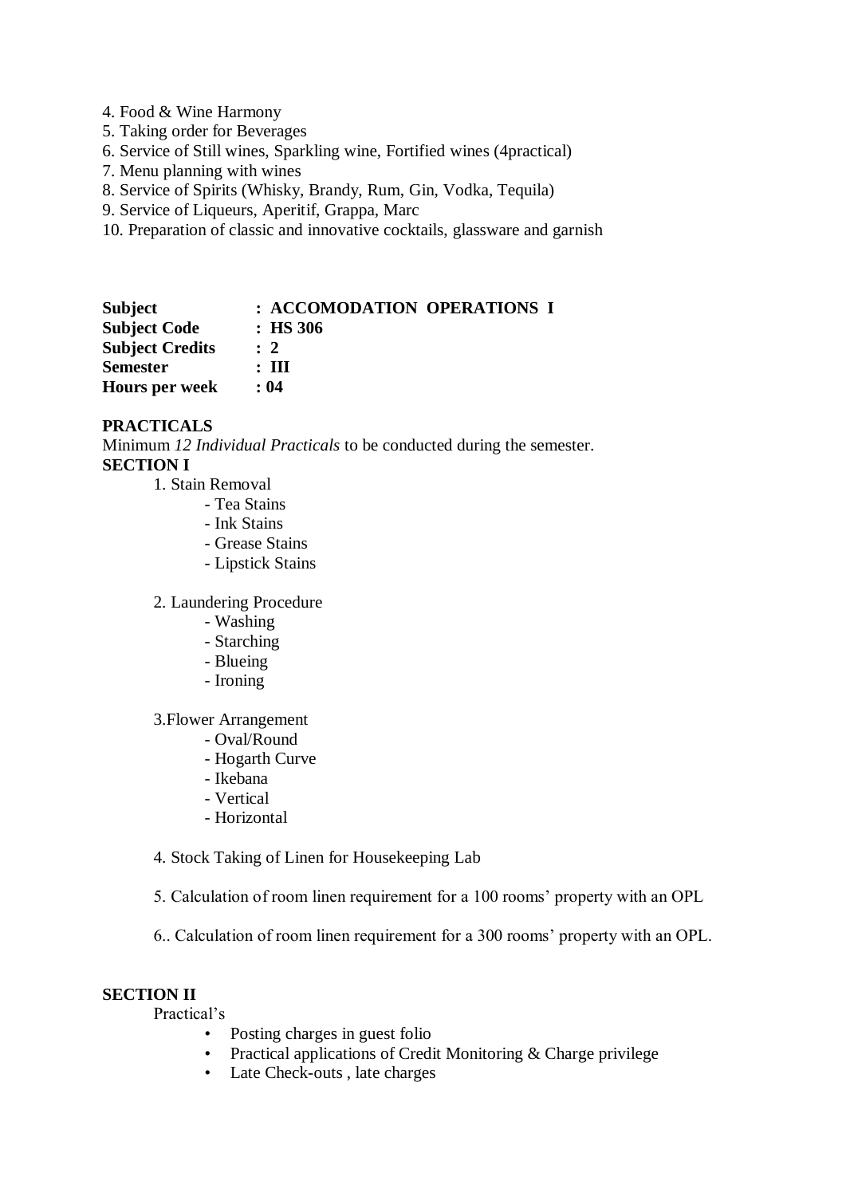4. Food & Wine Harmony
5. Taking order for Beverages
6. Service of Still wines, Sparkling wine, Fortified wines (4practical)
7. Menu planning with wines
8. Service of Spirits (Whisky, Brandy, Rum, Gin, Vodka, Tequila)
9. Service of Liqueurs, Aperitif, Grappa, Marc
10. Preparation of classic and innovative cocktails, glassware and garnish

**Subject** : **ACCOMODATION OPERATIONS I**
**Subject Code** : **HS 306**
**Subject Credits** : **2**
**Semester** : **III**
**Hours per week** : **04**

**PRACTICALS**

Minimum *12 Individual Practicals* to be conducted during the semester.

**SECTION I**

1. Stain Removal
    - Tea Stains
    - Ink Stains
    - Grease Stains
    - Lipstick Stains

2. Laundering Procedure
    - Washing
    - Starching
    - Blueing
    - Ironing

3. Flower Arrangement
    - Oval/Round
    - Hogarth Curve
    - Ikebana
    - Vertical
    - Horizontal

4. Stock Taking of Linen for Housekeeping Lab

5. Calculation of room linen requirement for a 100 rooms' property with an OPL

6.. Calculation of room linen requirement for a 300 rooms' property with an OPL.

**SECTION II**

Practical's

- Posting charges in guest folio
- Practical applications of Credit Monitoring & Charge privilege
- Late Check-outs , late charges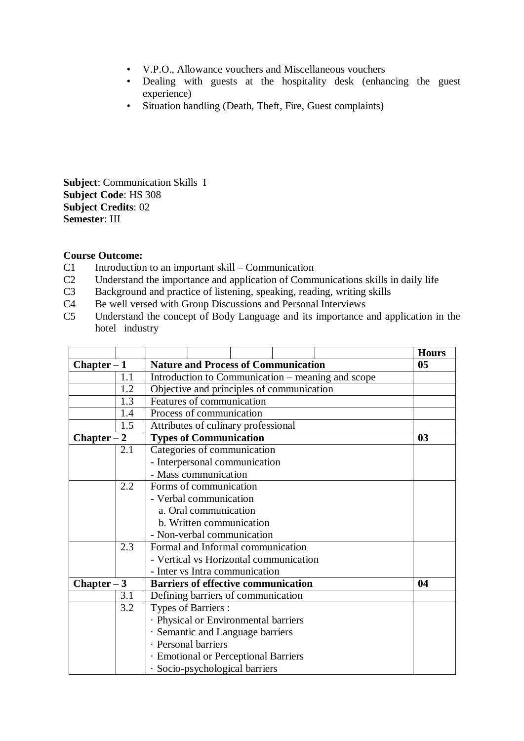- V.P.O., Allowance vouchers and Miscellaneous vouchers
- Dealing with guests at the hospitality desk (enhancing the guest experience)
- Situation handling (Death, Theft, Fire, Guest complaints)

**Subject**: Communication Skills I
**Subject Code**: HS 308
**Subject Credits**: 02
**Semester**: III

**Course Outcome:**

C1 Introduction to an important skill – Communication
C2 Understand the importance and application of Communications skills in daily life
C3 Background and practice of listening, speaking, reading, writing skills
C4 Be well versed with Group Discussions and Personal Interviews
C5 Understand the concept of Body Language and its importance and application in the hotel industry

| | | | **Hours** |
|---|---|---|---|
| **Chapter – 1** | | **Nature and Process of Communication** | **05** |
| | 1.1 | Introduction to Communication – meaning and scope | |
| | 1.2 | Objective and principles of communication | |
| | 1.3 | Features of communication | |
| | 1.4 | Process of communication | |
| | 1.5 | Attributes of culinary professional | |
| **Chapter – 2** | | **Types of Communication** | **03** |
| | 2.1 | Categories of communication<br>- Interpersonal communication<br>- Mass communication | |
| | 2.2 | Forms of communication<br>- Verbal communication<br>a. Oral communication<br>b. Written communication<br>- Non-verbal communication | |
| | 2.3 | Formal and Informal communication<br>- Vertical vs Horizontal communication<br>- Inter vs Intra communication | |
| **Chapter – 3** | | **Barriers of effective communication** | **04** |
| | 3.1 | Defining barriers of communication | |
| | 3.2 | Types of Barriers :<br>· Physical or Environmental barriers<br>· Semantic and Language barriers<br>· Personal barriers<br>· Emotional or Perceptional Barriers<br>· Socio-psychological barriers | |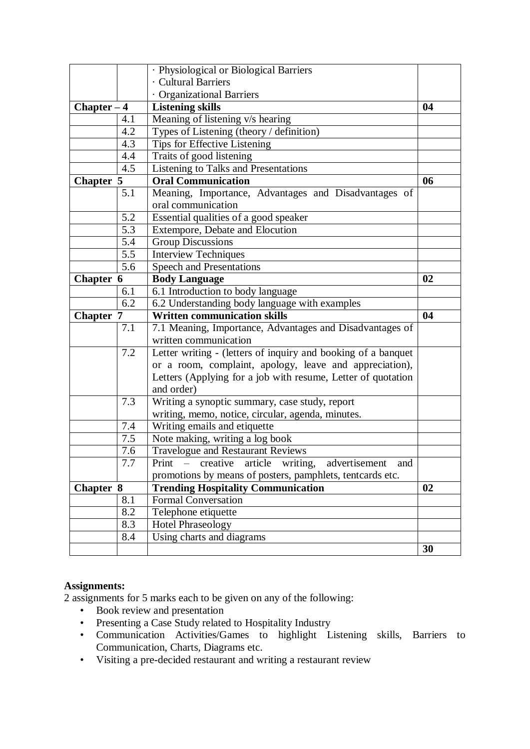| | | | |
|---|---|---|---|
| | | · Physiological or Biological Barriers<br>· Cultural Barriers<br>· Organizational Barriers | |
| **Chapter – 4** | | **Listening skills** | **04** |
| | 4.1 | Meaning of listening v/s hearing | |
| | 4.2 | Types of Listening (theory / definition) | |
| | 4.3 | Tips for Effective Listening | |
| | 4.4 | Traits of good listening | |
| | 4.5 | Listening to Talks and Presentations | |
| **Chapter 5** | | **Oral Communication** | **06** |
| | 5.1 | Meaning, Importance, Advantages and Disadvantages of oral communication | |
| | 5.2 | Essential qualities of a good speaker | |
| | 5.3 | Extempore, Debate and Elocution | |
| | 5.4 | Group Discussions | |
| | 5.5 | Interview Techniques | |
| | 5.6 | Speech and Presentations | |
| **Chapter 6** | | **Body Language** | **02** |
| | 6.1 | 6.1 Introduction to body language | |
| | 6.2 | 6.2 Understanding body language with examples | |
| **Chapter 7** | | **Written communication skills** | **04** |
| | 7.1 | 7.1 Meaning, Importance, Advantages and Disadvantages of written communication | |
| | 7.2 | Letter writing - (letters of inquiry and booking of a banquet or a room, complaint, apology, leave and appreciation), Letters (Applying for a job with resume, Letter of quotation and order) | |
| | 7.3 | Writing a synoptic summary, case study, report writing, memo, notice, circular, agenda, minutes. | |
| | 7.4 | Writing emails and etiquette | |
| | 7.5 | Note making, writing a log book | |
| | 7.6 | Travelogue and Restaurant Reviews | |
| | 7.7 | Print – creative article writing, advertisement and promotions by means of posters, pamphlets, tentcards etc. | |
| **Chapter 8** | | **Trending Hospitality Communication** | **02** |
| | 8.1 | Formal Conversation | |
| | 8.2 | Telephone etiquette | |
| | 8.3 | Hotel Phraseology | |
| | 8.4 | Using charts and diagrams | |
| | | | **30** |

**Assignments:**

2 assignments for 5 marks each to be given on any of the following:

- Book review and presentation
- Presenting a Case Study related to Hospitality Industry
- Communication Activities/Games to highlight Listening skills, Barriers to Communication, Charts, Diagrams etc.
- Visiting a pre-decided restaurant and writing a restaurant review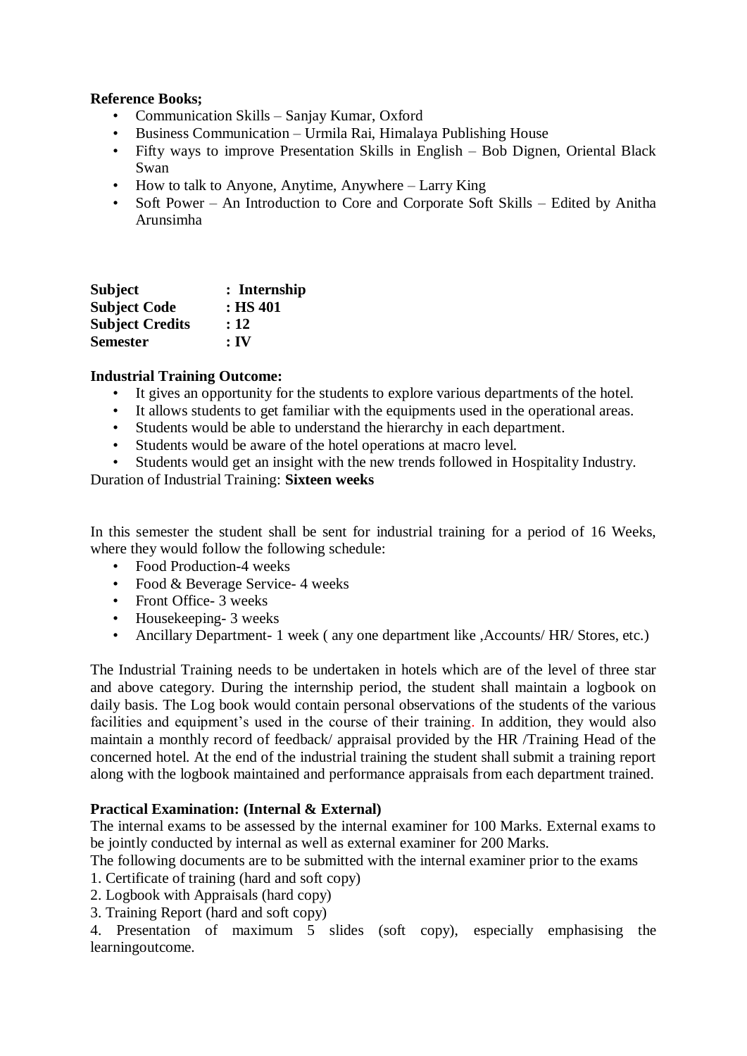**Reference Books;**

- Communication Skills – Sanjay Kumar, Oxford
- Business Communication – Urmila Rai, Himalaya Publishing House
- Fifty ways to improve Presentation Skills in English – Bob Dignen, Oriental Black Swan
- How to talk to Anyone, Anytime, Anywhere – Larry King
- Soft Power – An Introduction to Core and Corporate Soft Skills – Edited by Anitha Arunsimha

| | |
|---|---|
| **Subject** | **: Internship** |
| **Subject Code** | **: HS 401** |
| **Subject Credits** | **: 12** |
| **Semester** | **: IV** |

**Industrial Training Outcome:**

- It gives an opportunity for the students to explore various departments of the hotel.
- It allows students to get familiar with the equipments used in the operational areas.
- Students would be able to understand the hierarchy in each department.
- Students would be aware of the hotel operations at macro level.
- Students would get an insight with the new trends followed in Hospitality Industry.

Duration of Industrial Training: **Sixteen weeks**

In this semester the student shall be sent for industrial training for a period of 16 Weeks, where they would follow the following schedule:

- Food Production-4 weeks
- Food & Beverage Service- 4 weeks
- Front Office- 3 weeks
- Housekeeping- 3 weeks
- Ancillary Department- 1 week ( any one department like ,Accounts/ HR/ Stores, etc.)

The Industrial Training needs to be undertaken in hotels which are of the level of three star and above category. During the internship period, the student shall maintain a logbook on daily basis. The Log book would contain personal observations of the students of the various facilities and equipment's used in the course of their training. In addition, they would also maintain a monthly record of feedback/ appraisal provided by the HR /Training Head of the concerned hotel. At the end of the industrial training the student shall submit a training report along with the logbook maintained and performance appraisals from each department trained.

**Practical Examination: (Internal & External)**

The internal exams to be assessed by the internal examiner for 100 Marks. External exams to be jointly conducted by internal as well as external examiner for 200 Marks.

The following documents are to be submitted with the internal examiner prior to the exams

1. Certificate of training (hard and soft copy)
2. Logbook with Appraisals (hard copy)
3. Training Report (hard and soft copy)
4. Presentation of maximum 5 slides (soft copy), especially emphasising the learningoutcome.